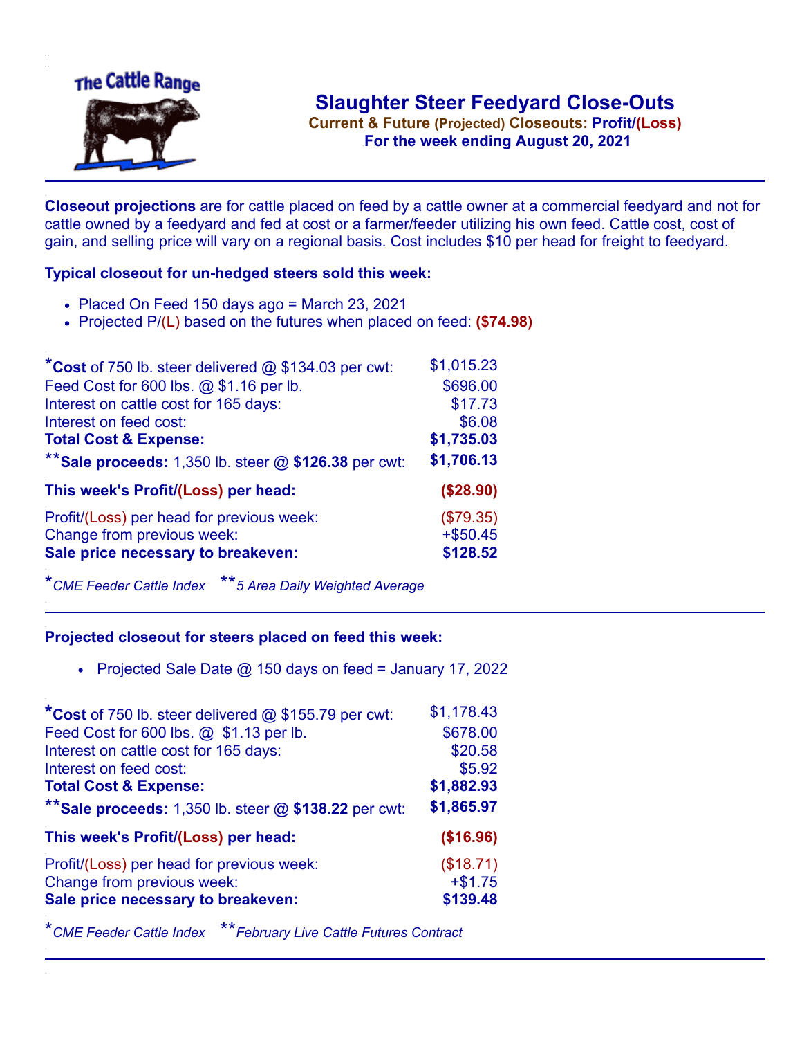The Cattle Range

# Slaughter Steer Feedyard Close-Outs

**Current & Future (Projected) Closeouts: Profit/(Loss)**

**For the week ending August 20, 2021**

---

**Closeout projections** are for cattle placed on feed by a cattle owner at a commercial feedyard and not for cattle owned by a feedyard and fed at cost or a farmer/feeder utilizing his own feed. Cattle cost, cost of gain, and selling price will vary on a regional basis. Cost includes $10 per head for freight to feedyard.

### Typical closeout for un-hedged steers sold this week:

- Placed On Feed 150 days ago = March 23, 2021
- Projected P/(L) based on the futures when placed on feed: **($74.98)**

| | |
|---|---|
| ***Cost** of 750 lb. steer delivered @ $134.03 per cwt: | $1,015.23 |
| Feed Cost for 600 lbs. @ $1.16 per lb. | $696.00 |
| Interest on cattle cost for 165 days: | $17.73 |
| Interest on feed cost: | $6.08 |
| **Total Cost & Expense:** | **$1,735.03** |
| ****Sale proceeds:** 1,350 lb. steer @ **$126.38** per cwt: | **$1,706.13** |
| **This week's Profit/(Loss) per head:** | **($28.90)** |
| Profit/(Loss) per head for previous week: | ($79.35) |
| Change from previous week: | +$50.45 |
| **Sale price necessary to breakeven:** | **$128.52** |

*\*CME Feeder Cattle Index* *\*\*5 Area Daily Weighted Average*

---

### Projected closeout for steers placed on feed this week:

- Projected Sale Date @ 150 days on feed = January 17, 2022

| | |
|---|---|
| ***Cost** of 750 lb. steer delivered @ $155.79 per cwt: | $1,178.43 |
| Feed Cost for 600 lbs. @ $1.13 per lb. | $678.00 |
| Interest on cattle cost for 165 days: | $20.58 |
| Interest on feed cost: | $5.92 |
| **Total Cost & Expense:** | **$1,882.93** |
| ****Sale proceeds:** 1,350 lb. steer @ **$138.22** per cwt: | **$1,865.97** |
| **This week's Profit/(Loss) per head:** | **($16.96)** |
| Profit/(Loss) per head for previous week: | ($18.71) |
| Change from previous week: | +$1.75 |
| **Sale price necessary to breakeven:** | **$139.48** |

*\*CME Feeder Cattle Index* *\*\*February Live Cattle Futures Contract*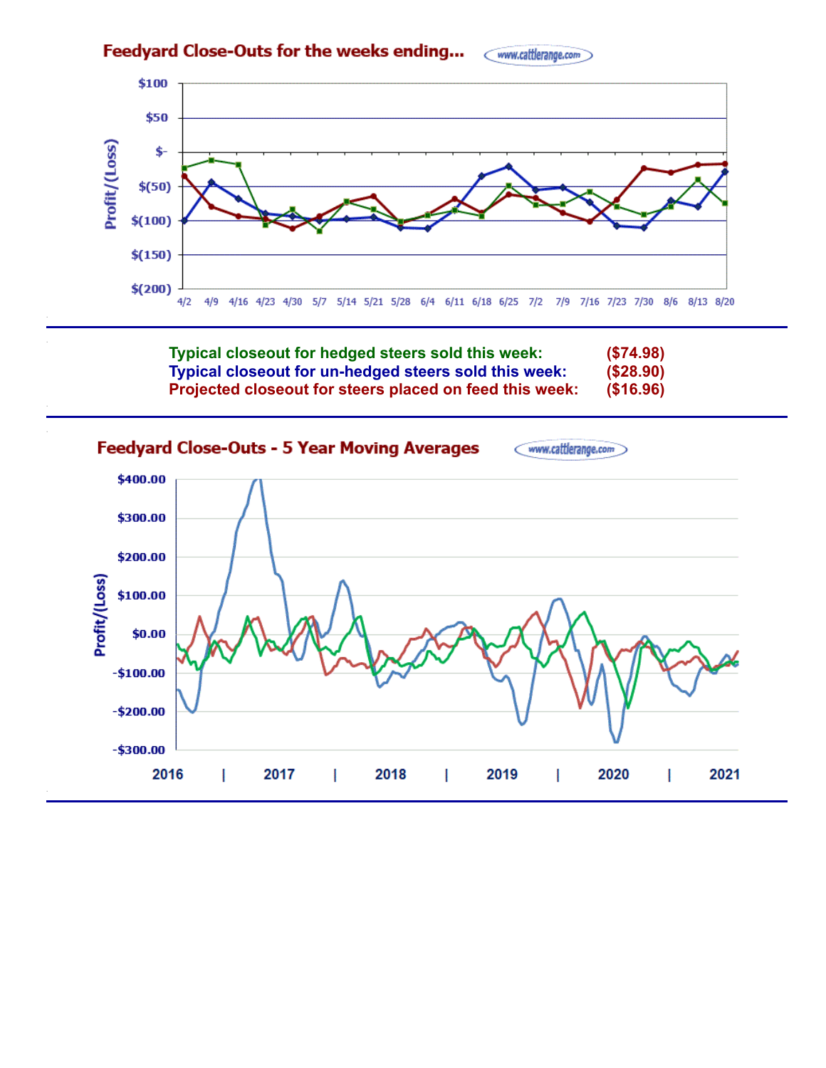## Feedyard Close-Outs for the weeks ending...

www.cattlerange.com

$100
$50
$-
$(50)
$(100)
$(150)
$(200)

Profit/(Loss)

4/2 4/9 4/16 4/23 4/30 5/7 5/14 5/21 5/28 6/4 6/11 6/18 6/25 7/2 7/9 7/16 7/23 7/30 8/6 8/13 8/20

| | |
|---|---|
| **Typical closeout for hedged steers sold this week:** | **($74.98)** |
| **Typical closeout for un-hedged steers sold this week:** | **($28.90)** |
| **Projected closeout for steers placed on feed this week:** | **($16.96)** |

## Feedyard Close-Outs - 5 Year Moving Averages

www.cattlerange.com

$400.00
$300.00
$200.00
$100.00
$0.00
-$100.00
-$200.00
-$300.00

Profit/(Loss)

2016 | 2017 | 2018 | 2019 | 2020 | 2021